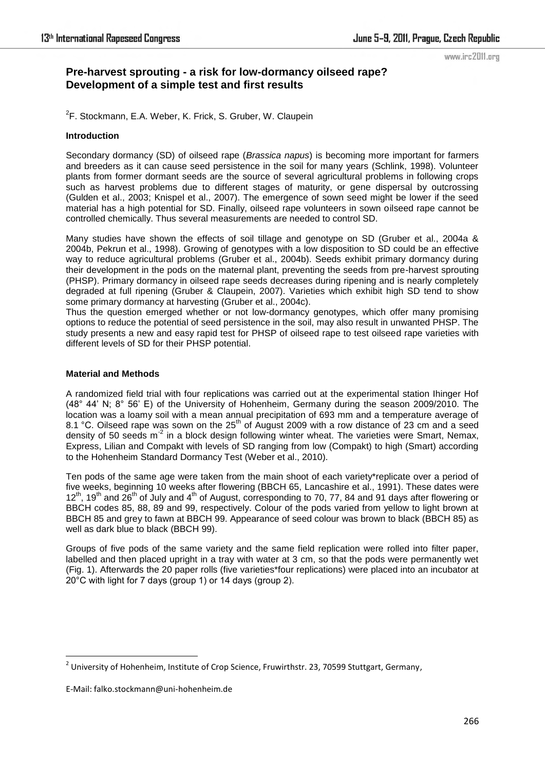# Pre-harvest sprouting - a risk for low-dormancy oilseed rape? Development of a simple test and first results

[2]F. Stockmann, E.A. Weber, K. Frick, S. Gruber, W. Claupein

## Introduction

Secondary dormancy (SD) of oilseed rape (*Brassica napus*) is becoming more important for farmers and breeders as it can cause seed persistence in the soil for many years (Schlink, 1998). Volunteer plants from former dormant seeds are the source of several agricultural problems in following crops such as harvest problems due to different stages of maturity, or gene dispersal by outcrossing (Gulden et al., 2003; Knispel et al., 2007). The emergence of sown seed might be lower if the seed material has a high potential for SD. Finally, oilseed rape volunteers in sown oilseed rape cannot be controlled chemically. Thus several measurements are needed to control SD.

Many studies have shown the effects of soil tillage and genotype on SD (Gruber et al., 2004a & 2004b, Pekrun et al., 1998). Growing of genotypes with a low disposition to SD could be an effective way to reduce agricultural problems (Gruber et al., 2004b). Seeds exhibit primary dormancy during their development in the pods on the maternal plant, preventing the seeds from pre-harvest sprouting (PHSP). Primary dormancy in oilseed rape seeds decreases during ripening and is nearly completely degraded at full ripening (Gruber & Claupein, 2007). Varieties which exhibit high SD tend to show some primary dormancy at harvesting (Gruber et al., 2004c).
Thus the question emerged whether or not low-dormancy genotypes, which offer many promising options to reduce the potential of seed persistence in the soil, may also result in unwanted PHSP. The study presents a new and easy rapid test for PHSP of oilseed rape to test oilseed rape varieties with different levels of SD for their PHSP potential.

## Material and Methods

A randomized field trial with four replications was carried out at the experimental station Ihinger Hof (48° 44' N; 8° 56' E) of the University of Hohenheim, Germany during the season 2009/2010. The location was a loamy soil with a mean annual precipitation of 693 mm and a temperature average of 8.1 °C. Oilseed rape was sown on the 25th of August 2009 with a row distance of 23 cm and a seed density of 50 seeds $m^{-2}$ in a block design following winter wheat. The varieties were Smart, Nemax, Express, Lilian and Compakt with levels of SD ranging from low (Compakt) to high (Smart) according to the Hohenheim Standard Dormancy Test (Weber et al., 2010).

Ten pods of the same age were taken from the main shoot of each variety*replicate over a period of five weeks, beginning 10 weeks after flowering (BBCH 65, Lancashire et al., 1991). These dates were 12th, 19th and 26th of July and 4th of August, corresponding to 70, 77, 84 and 91 days after flowering or BBCH codes 85, 88, 89 and 99, respectively. Colour of the pods varied from yellow to light brown at BBCH 85 and grey to fawn at BBCH 99. Appearance of seed colour was brown to black (BBCH 85) as well as dark blue to black (BBCH 99).

Groups of five pods of the same variety and the same field replication were rolled into filter paper, labelled and then placed upright in a tray with water at 3 cm, so that the pods were permanently wet (Fig. 1). Afterwards the 20 paper rolls (five varieties*four replications) were placed into an incubator at 20°C with light for 7 days (group 1) or 14 days (group 2).

---

[2] University of Hohenheim, Institute of Crop Science, Fruwirthstr. 23, 70599 Stuttgart, Germany,

E-Mail: falko.stockmann@uni-hohenheim.de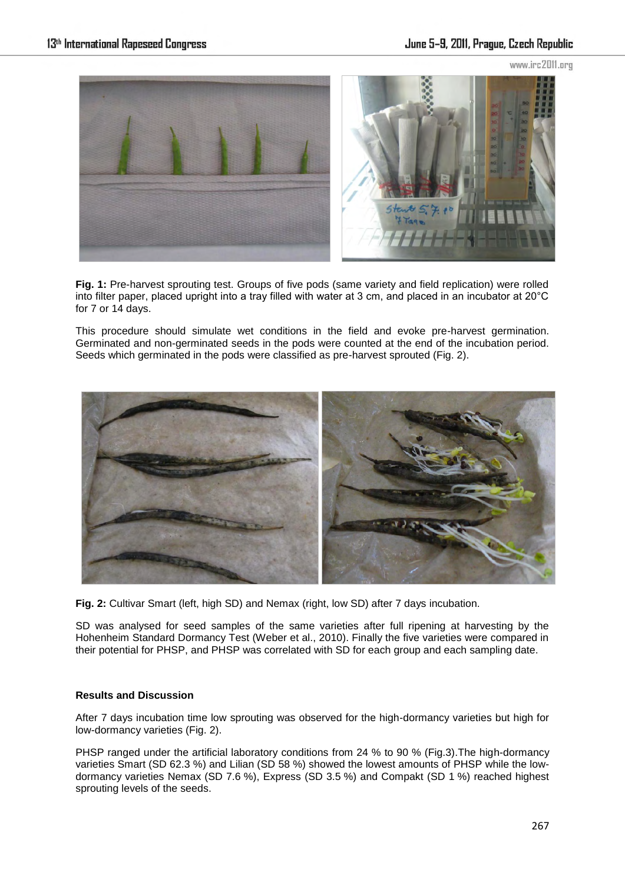**Fig. 1:** Pre-harvest sprouting test. Groups of five pods (same variety and field replication) were rolled into filter paper, placed upright into a tray filled with water at 3 cm, and placed in an incubator at 20°C for 7 or 14 days.

This procedure should simulate wet conditions in the field and evoke pre-harvest germination. Germinated and non-germinated seeds in the pods were counted at the end of the incubation period. Seeds which germinated in the pods were classified as pre-harvest sprouted (Fig. 2).

**Fig. 2:** Cultivar Smart (left, high SD) and Nemax (right, low SD) after 7 days incubation.

SD was analysed for seed samples of the same varieties after full ripening at harvesting by the Hohenheim Standard Dormancy Test (Weber et al., 2010). Finally the five varieties were compared in their potential for PHSP, and PHSP was correlated with SD for each group and each sampling date.

**Results and Discussion**

After 7 days incubation time low sprouting was observed for the high-dormancy varieties but high for low-dormancy varieties (Fig. 2).

PHSP ranged under the artificial laboratory conditions from 24 % to 90 % (Fig.3).The high-dormancy varieties Smart (SD 62.3 %) and Lilian (SD 58 %) showed the lowest amounts of PHSP while the low-dormancy varieties Nemax (SD 7.6 %), Express (SD 3.5 %) and Compakt (SD 1 %) reached highest sprouting levels of the seeds.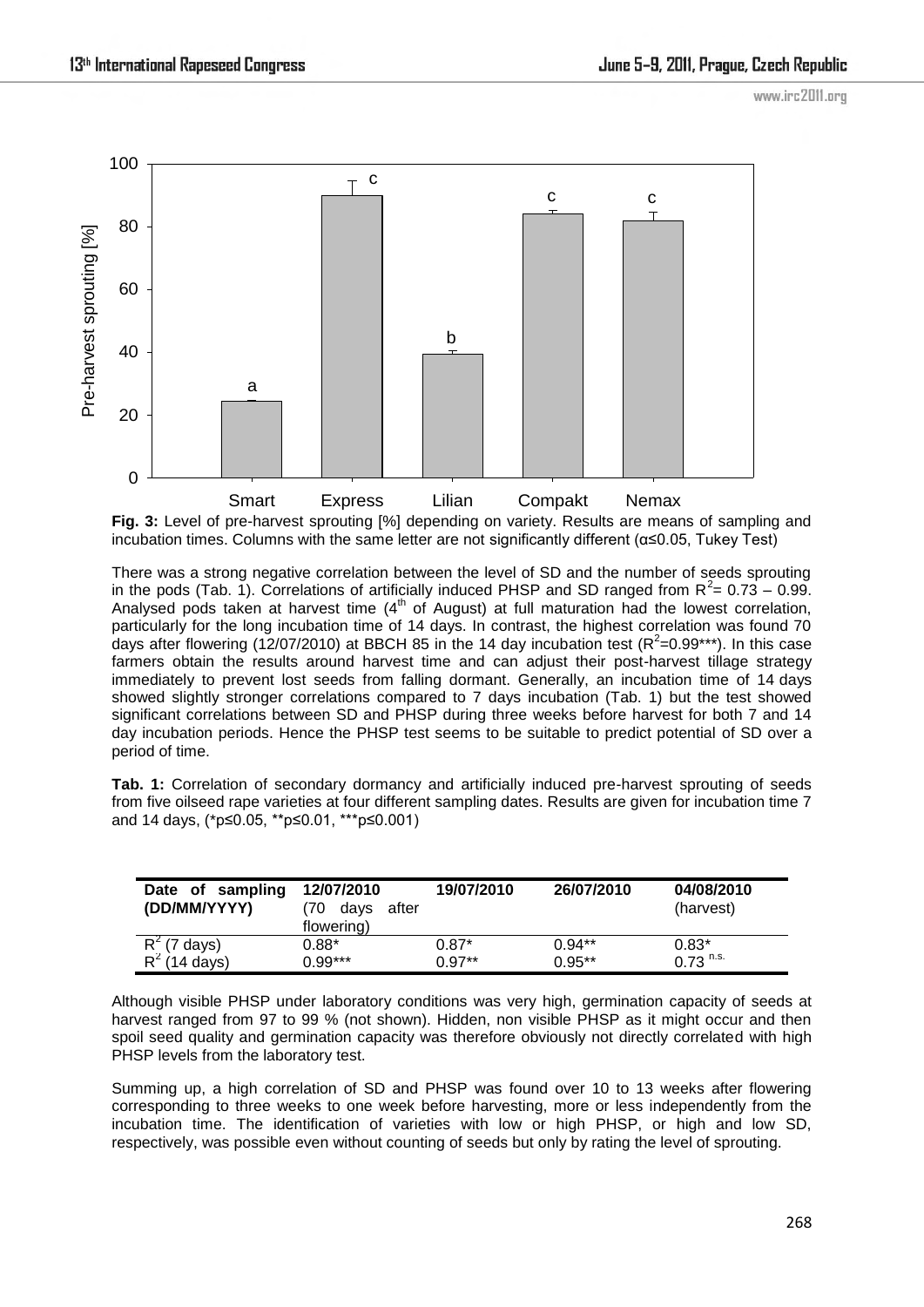**Fig. 3:** Level of pre-harvest sprouting [%] depending on variety. Results are means of sampling and incubation times. Columns with the same letter are not significantly different (α≤0.05, Tukey Test)

There was a strong negative correlation between the level of SD and the number of seeds sprouting in the pods (Tab. 1). Correlations of artificially induced PHSP and SD ranged from $R^2$= 0.73 – 0.99. Analysed pods taken at harvest time (4th of August) at full maturation had the lowest correlation, particularly for the long incubation time of 14 days. In contrast, the highest correlation was found 70 days after flowering (12/07/2010) at BBCH 85 in the 14 day incubation test ($R^2$=0.99***). In this case farmers obtain the results around harvest time and can adjust their post-harvest tillage strategy immediately to prevent lost seeds from falling dormant. Generally, an incubation time of 14 days showed slightly stronger correlations compared to 7 days incubation (Tab. 1) but the test showed significant correlations between SD and PHSP during three weeks before harvest for both 7 and 14 day incubation periods. Hence the PHSP test seems to be suitable to predict potential of SD over a period of time.

**Tab. 1:** Correlation of secondary dormancy and artificially induced pre-harvest sprouting of seeds from five oilseed rape varieties at four different sampling dates. Results are given for incubation time 7 and 14 days, (*p≤0.05, **p≤0.01, ***p≤0.001)

| **Date of sampling (DD/MM/YYYY)** | **12/07/2010** (70 days after flowering) | **19/07/2010** | **26/07/2010** | **04/08/2010** (harvest) |
|---|---|---|---|---|
| $R^2$ (7 days) | 0.88* | 0.87* | 0.94** | 0.83* |
| $R^2$ (14 days) | 0.99*** | 0.97** | 0.95** | 0.73 $^{n.s.}$ |

Although visible PHSP under laboratory conditions was very high, germination capacity of seeds at harvest ranged from 97 to 99 % (not shown). Hidden, non visible PHSP as it might occur and then spoil seed quality and germination capacity was therefore obviously not directly correlated with high PHSP levels from the laboratory test.

Summing up, a high correlation of SD and PHSP was found over 10 to 13 weeks after flowering corresponding to three weeks to one week before harvesting, more or less independently from the incubation time. The identification of varieties with low or high PHSP, or high and low SD, respectively, was possible even without counting of seeds but only by rating the level of sprouting.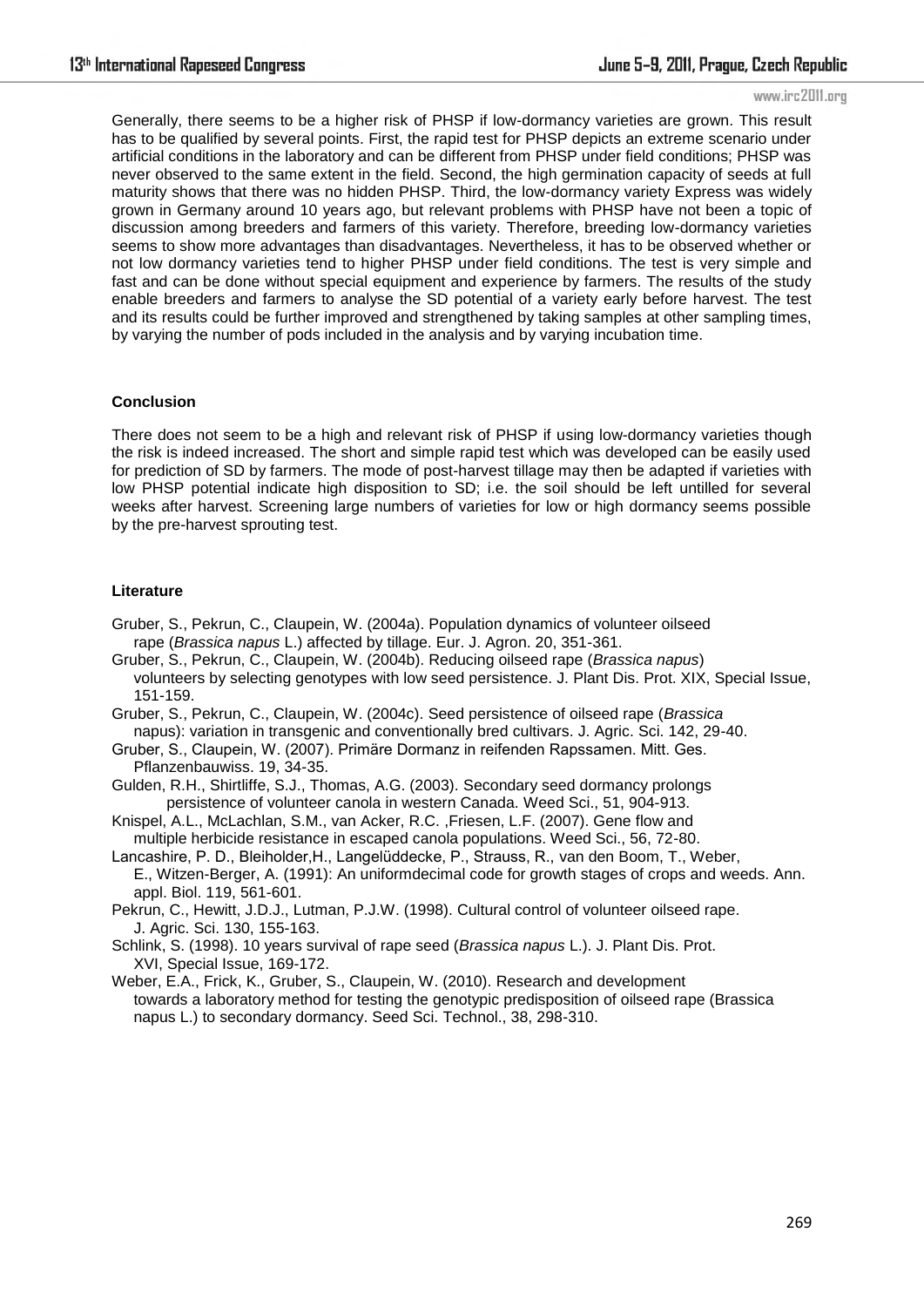Generally, there seems to be a higher risk of PHSP if low-dormancy varieties are grown. This result has to be qualified by several points. First, the rapid test for PHSP depicts an extreme scenario under artificial conditions in the laboratory and can be different from PHSP under field conditions; PHSP was never observed to the same extent in the field. Second, the high germination capacity of seeds at full maturity shows that there was no hidden PHSP. Third, the low-dormancy variety Express was widely grown in Germany around 10 years ago, but relevant problems with PHSP have not been a topic of discussion among breeders and farmers of this variety. Therefore, breeding low-dormancy varieties seems to show more advantages than disadvantages. Nevertheless, it has to be observed whether or not low dormancy varieties tend to higher PHSP under field conditions. The test is very simple and fast and can be done without special equipment and experience by farmers. The results of the study enable breeders and farmers to analyse the SD potential of a variety early before harvest. The test and its results could be further improved and strengthened by taking samples at other sampling times, by varying the number of pods included in the analysis and by varying incubation time.

## Conclusion

There does not seem to be a high and relevant risk of PHSP if using low-dormancy varieties though the risk is indeed increased. The short and simple rapid test which was developed can be easily used for prediction of SD by farmers. The mode of post-harvest tillage may then be adapted if varieties with low PHSP potential indicate high disposition to SD; i.e. the soil should be left untilled for several weeks after harvest. Screening large numbers of varieties for low or high dormancy seems possible by the pre-harvest sprouting test.

## Literature

Gruber, S., Pekrun, C., Claupein, W. (2004a). Population dynamics of volunteer oilseed rape (*Brassica napus* L.) affected by tillage. Eur. J. Agron. 20, 351-361.

Gruber, S., Pekrun, C., Claupein, W. (2004b). Reducing oilseed rape (*Brassica napus*) volunteers by selecting genotypes with low seed persistence. J. Plant Dis. Prot. XIX, Special Issue, 151-159.

Gruber, S., Pekrun, C., Claupein, W. (2004c). Seed persistence of oilseed rape (*Brassica* napus): variation in transgenic and conventionally bred cultivars. J. Agric. Sci. 142, 29-40.

Gruber, S., Claupein, W. (2007). Primäre Dormanz in reifenden Rapssamen. Mitt. Ges. Pflanzenbauwiss. 19, 34-35.

Gulden, R.H., Shirtliffe, S.J., Thomas, A.G. (2003). Secondary seed dormancy prolongs persistence of volunteer canola in western Canada. Weed Sci., 51, 904-913.

Knispel, A.L., McLachlan, S.M., van Acker, R.C. ,Friesen, L.F. (2007). Gene flow and multiple herbicide resistance in escaped canola populations. Weed Sci., 56, 72-80.

Lancashire, P. D., Bleiholder,H., Langelüddecke, P., Strauss, R., van den Boom, T., Weber, E., Witzen-Berger, A. (1991): An uniformdecimal code for growth stages of crops and weeds. Ann. appl. Biol. 119, 561-601.

Pekrun, C., Hewitt, J.D.J., Lutman, P.J.W. (1998). Cultural control of volunteer oilseed rape. J. Agric. Sci. 130, 155-163.

Schlink, S. (1998). 10 years survival of rape seed (*Brassica napus* L.). J. Plant Dis. Prot. XVI, Special Issue, 169-172.

Weber, E.A., Frick, K., Gruber, S., Claupein, W. (2010). Research and development towards a laboratory method for testing the genotypic predisposition of oilseed rape (Brassica napus L.) to secondary dormancy. Seed Sci. Technol., 38, 298-310.